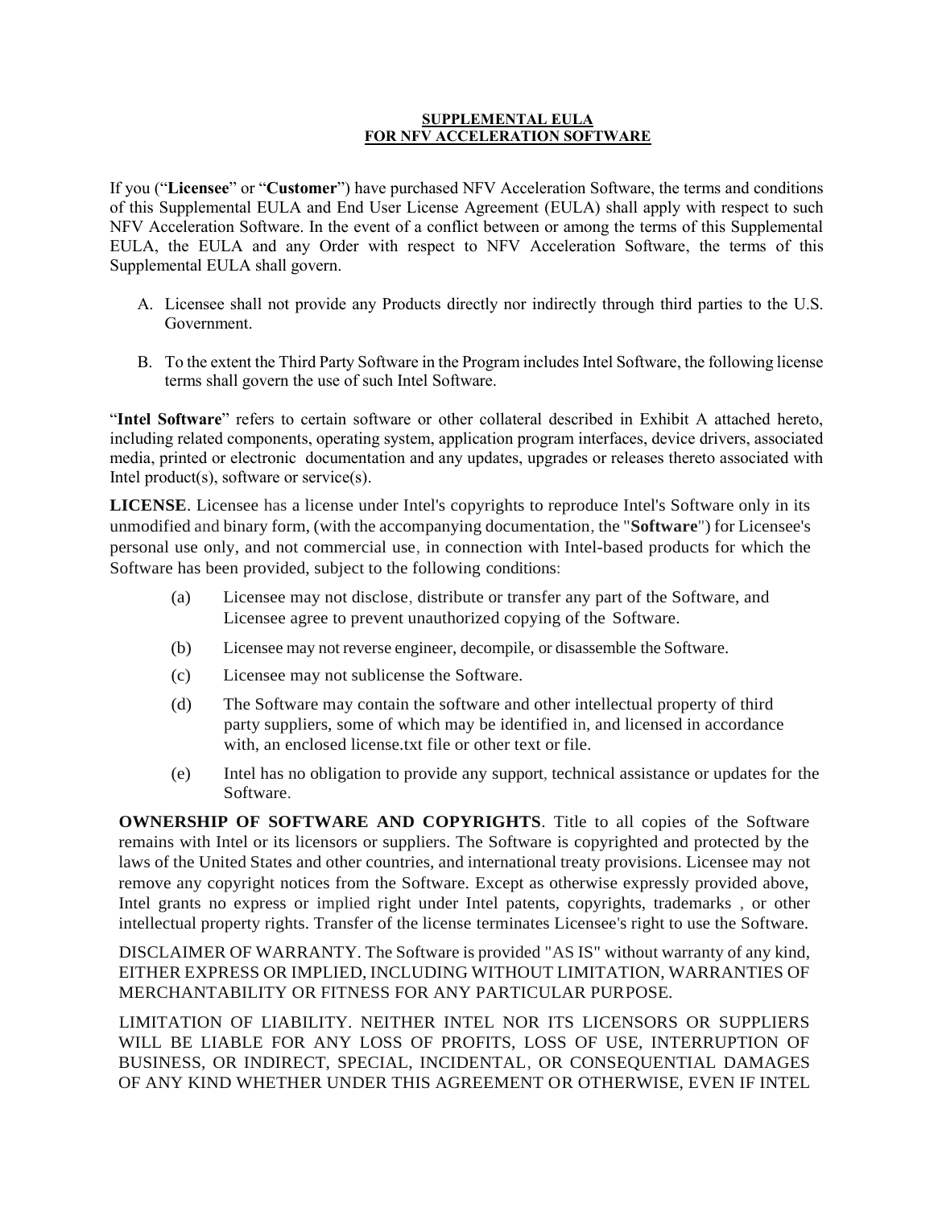**SUPPLEMENTAL EULA**
**FOR NFV ACCELERATION SOFTWARE**

If you ("**Licensee**" or "**Customer**") have purchased NFV Acceleration Software, the terms and conditions of this Supplemental EULA and End User License Agreement (EULA) shall apply with respect to such NFV Acceleration Software. In the event of a conflict between or among the terms of this Supplemental EULA, the EULA and any Order with respect to NFV Acceleration Software, the terms of this Supplemental EULA shall govern.

A. Licensee shall not provide any Products directly nor indirectly through third parties to the U.S. Government.

B. To the extent the Third Party Software in the Program includes Intel Software, the following license terms shall govern the use of such Intel Software.

"**Intel Software**" refers to certain software or other collateral described in Exhibit A attached hereto, including related components, operating system, application program interfaces, device drivers, associated media, printed or electronic documentation and any updates, upgrades or releases thereto associated with Intel product(s), software or service(s).

**LICENSE**. Licensee has a license under Intel's copyrights to reproduce Intel's Software only in its unmodified and binary form, (with the accompanying documentation, the "**Software**") for Licensee's personal use only, and not commercial use, in connection with Intel-based products for which the Software has been provided, subject to the following conditions:

(a) Licensee may not disclose, distribute or transfer any part of the Software, and Licensee agree to prevent unauthorized copying of the Software.

(b) Licensee may not reverse engineer, decompile, or disassemble the Software.

(c) Licensee may not sublicense the Software.

(d) The Software may contain the software and other intellectual property of third party suppliers, some of which may be identified in, and licensed in accordance with, an enclosed license.txt file or other text or file.

(e) Intel has no obligation to provide any support, technical assistance or updates for the Software.

**OWNERSHIP OF SOFTWARE AND COPYRIGHTS**. Title to all copies of the Software remains with Intel or its licensors or suppliers. The Software is copyrighted and protected by the laws of the United States and other countries, and international treaty provisions. Licensee may not remove any copyright notices from the Software. Except as otherwise expressly provided above, Intel grants no express or implied right under Intel patents, copyrights, trademarks , or other intellectual property rights. Transfer of the license terminates Licensee's right to use the Software.

DISCLAIMER OF WARRANTY. The Software is provided "AS IS" without warranty of any kind, EITHER EXPRESS OR IMPLIED, INCLUDING WITHOUT LIMITATION, WARRANTIES OF MERCHANTABILITY OR FITNESS FOR ANY PARTICULAR PURPOSE.

LIMITATION OF LIABILITY. NEITHER INTEL NOR ITS LICENSORS OR SUPPLIERS WILL BE LIABLE FOR ANY LOSS OF PROFITS, LOSS OF USE, INTERRUPTION OF BUSINESS, OR INDIRECT, SPECIAL, INCIDENTAL, OR CONSEQUENTIAL DAMAGES OF ANY KIND WHETHER UNDER THIS AGREEMENT OR OTHERWISE, EVEN IF INTEL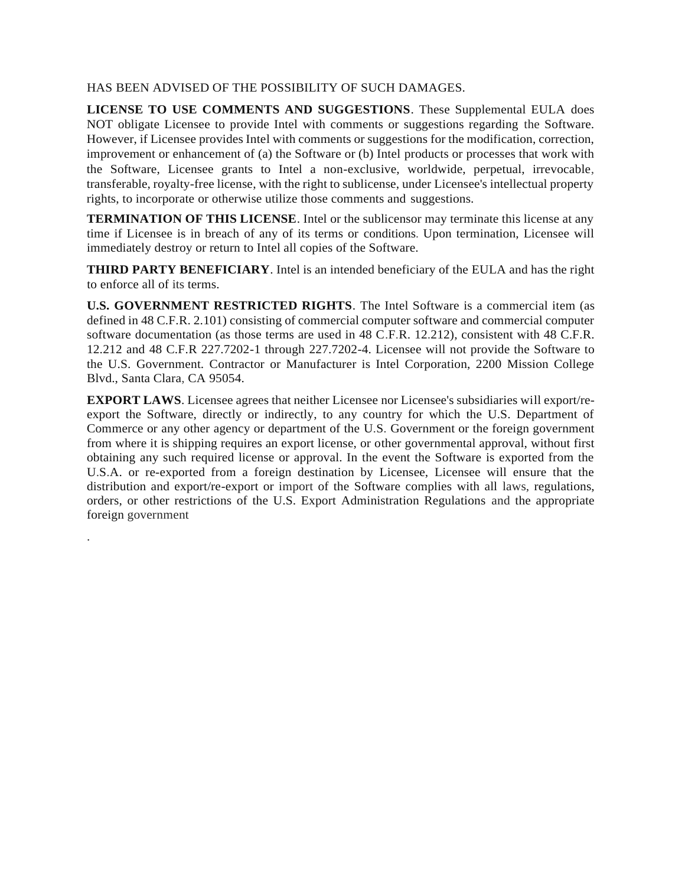HAS BEEN ADVISED OF THE POSSIBILITY OF SUCH DAMAGES.

**LICENSE TO USE COMMENTS AND SUGGESTIONS**. These Supplemental EULA does NOT obligate Licensee to provide Intel with comments or suggestions regarding the Software. However, if Licensee provides Intel with comments or suggestions for the modification, correction, improvement or enhancement of (a) the Software or (b) Intel products or processes that work with the Software, Licensee grants to Intel a non-exclusive, worldwide, perpetual, irrevocable, transferable, royalty-free license, with the right to sublicense, under Licensee's intellectual property rights, to incorporate or otherwise utilize those comments and suggestions.

**TERMINATION OF THIS LICENSE**. Intel or the sublicensor may terminate this license at any time if Licensee is in breach of any of its terms or conditions. Upon termination, Licensee will immediately destroy or return to Intel all copies of the Software.

**THIRD PARTY BENEFICIARY**. Intel is an intended beneficiary of the EULA and has the right to enforce all of its terms.

**U.S. GOVERNMENT RESTRICTED RIGHTS**. The Intel Software is a commercial item (as defined in 48 C.F.R. 2.101) consisting of commercial computer software and commercial computer software documentation (as those terms are used in 48 C.F.R. 12.212), consistent with 48 C.F.R. 12.212 and 48 C.F.R 227.7202-1 through 227.7202-4. Licensee will not provide the Software to the U.S. Government. Contractor or Manufacturer is Intel Corporation, 2200 Mission College Blvd., Santa Clara, CA 95054.

**EXPORT LAWS**. Licensee agrees that neither Licensee nor Licensee's subsidiaries will export/re-export the Software, directly or indirectly, to any country for which the U.S. Department of Commerce or any other agency or department of the U.S. Government or the foreign government from where it is shipping requires an export license, or other governmental approval, without first obtaining any such required license or approval. In the event the Software is exported from the U.S.A. or re-exported from a foreign destination by Licensee, Licensee will ensure that the distribution and export/re-export or import of the Software complies with all laws, regulations, orders, or other restrictions of the U.S. Export Administration Regulations and the appropriate foreign government

.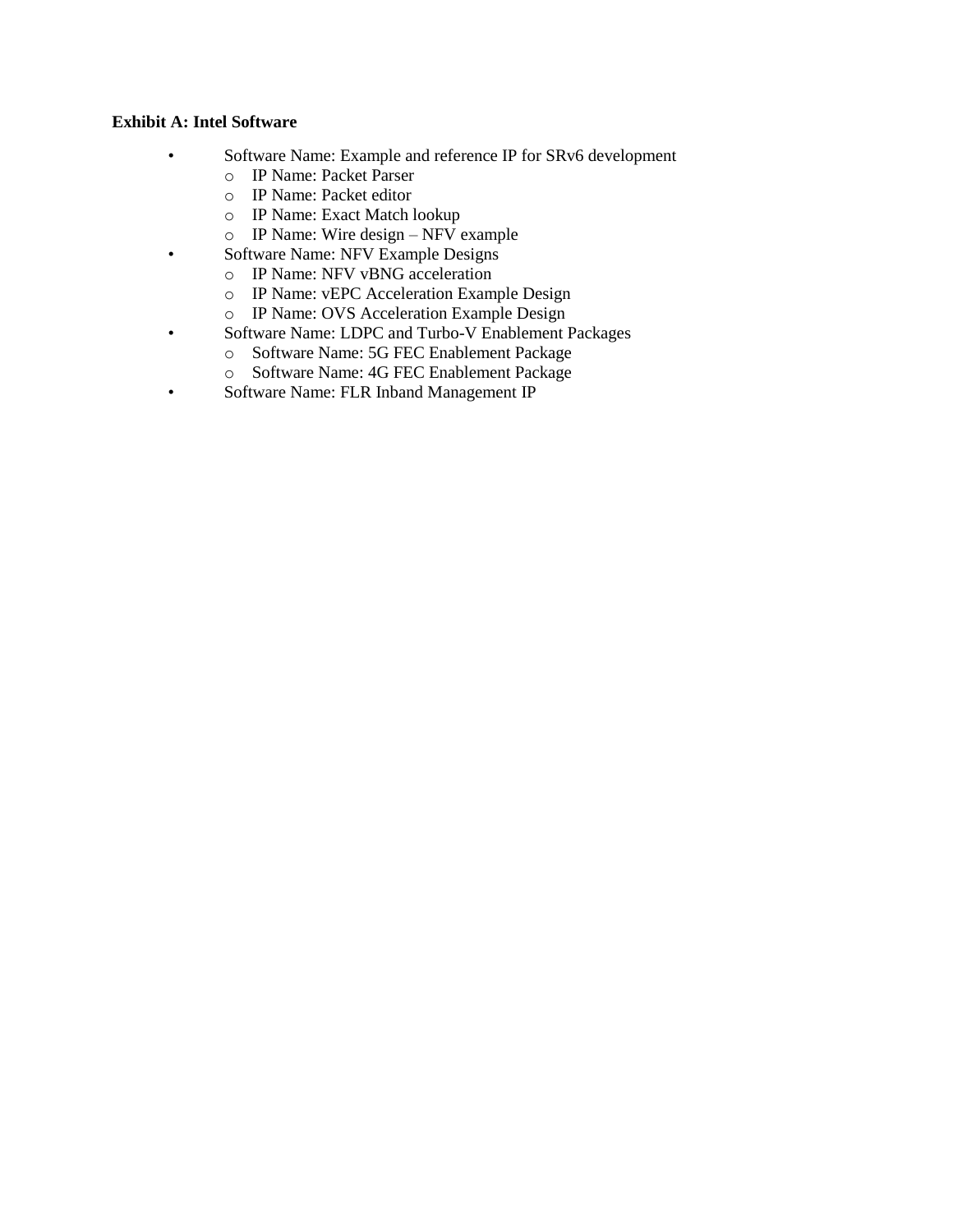**Exhibit A: Intel Software**

- Software Name: Example and reference IP for SRv6 development
    - IP Name: Packet Parser
    - IP Name: Packet editor
    - IP Name: Exact Match lookup
    - IP Name: Wire design – NFV example
- Software Name: NFV Example Designs
    - IP Name: NFV vBNG acceleration
    - IP Name: vEPC Acceleration Example Design
    - IP Name: OVS Acceleration Example Design
- Software Name: LDPC and Turbo-V Enablement Packages
    - Software Name: 5G FEC Enablement Package
    - Software Name: 4G FEC Enablement Package
- Software Name: FLR Inband Management IP